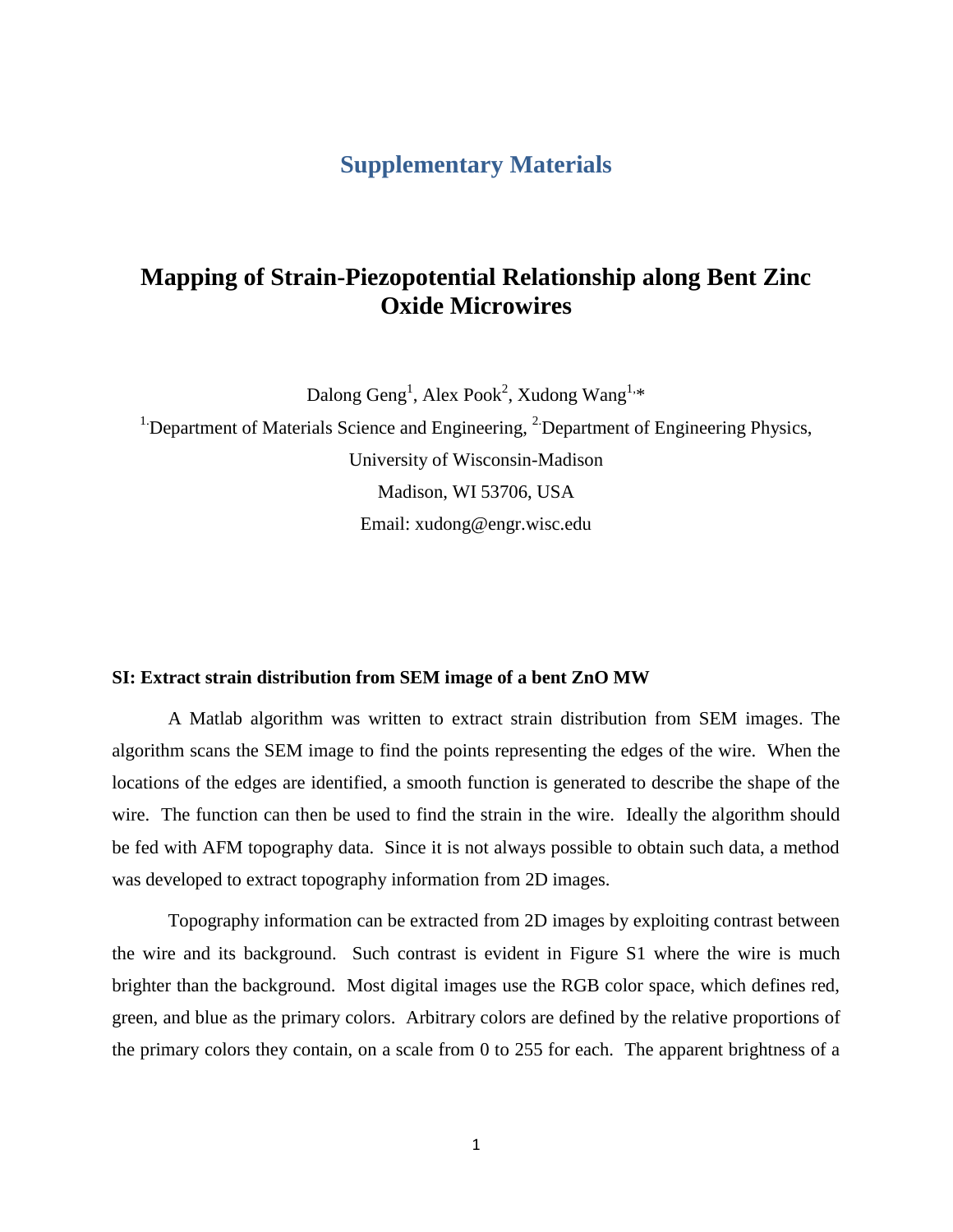# Supplementary Materials

## Mapping of Strain-Piezopotential Relationship along Bent Zinc Oxide Microwires

Dalong Geng[1], Alex Pook[2], Xudong Wang[1,*]

[1] Department of Materials Science and Engineering, [2] Department of Engineering Physics,

University of Wisconsin-Madison

Madison, WI 53706, USA

Email: xudong@engr.wisc.edu

**SI: Extract strain distribution from SEM image of a bent ZnO MW**

A Matlab algorithm was written to extract strain distribution from SEM images. The algorithm scans the SEM image to find the points representing the edges of the wire. When the locations of the edges are identified, a smooth function is generated to describe the shape of the wire. The function can then be used to find the strain in the wire. Ideally the algorithm should be fed with AFM topography data. Since it is not always possible to obtain such data, a method was developed to extract topography information from 2D images.

Topography information can be extracted from 2D images by exploiting contrast between the wire and its background. Such contrast is evident in Figure S1 where the wire is much brighter than the background. Most digital images use the RGB color space, which defines red, green, and blue as the primary colors. Arbitrary colors are defined by the relative proportions of the primary colors they contain, on a scale from 0 to 255 for each. The apparent brightness of a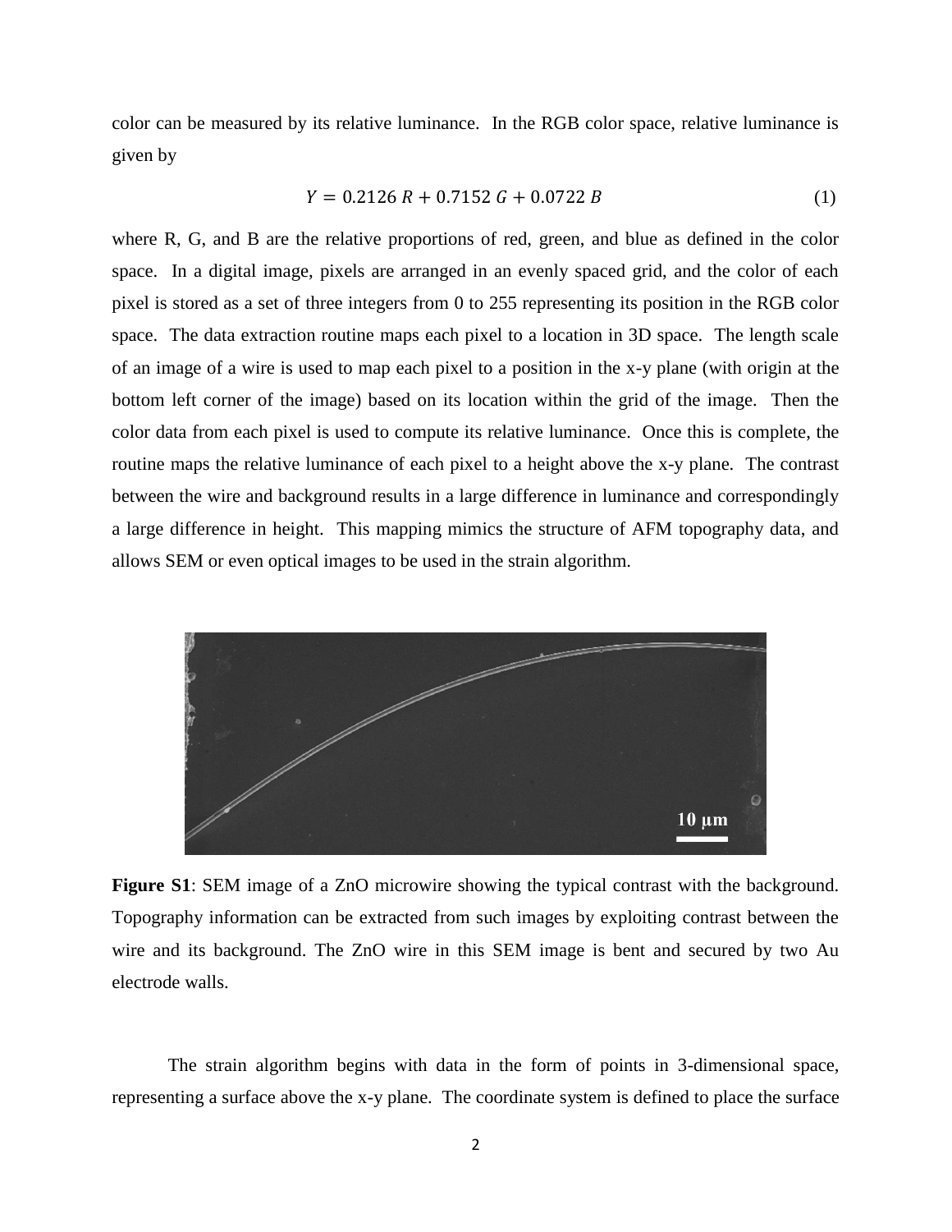color can be measured by its relative luminance. In the RGB color space, relative luminance is given by

$$Y = 0.2126\,R + 0.7152\,G + 0.0722\,B \tag{1}$$

where R, G, and B are the relative proportions of red, green, and blue as defined in the color space. In a digital image, pixels are arranged in an evenly spaced grid, and the color of each pixel is stored as a set of three integers from 0 to 255 representing its position in the RGB color space. The data extraction routine maps each pixel to a location in 3D space. The length scale of an image of a wire is used to map each pixel to a position in the x-y plane (with origin at the bottom left corner of the image) based on its location within the grid of the image. Then the color data from each pixel is used to compute its relative luminance. Once this is complete, the routine maps the relative luminance of each pixel to a height above the x-y plane. The contrast between the wire and background results in a large difference in luminance and correspondingly a large difference in height. This mapping mimics the structure of AFM topography data, and allows SEM or even optical images to be used in the strain algorithm.

**Figure S1**: SEM image of a ZnO microwire showing the typical contrast with the background. Topography information can be extracted from such images by exploiting contrast between the wire and its background. The ZnO wire in this SEM image is bent and secured by two Au electrode walls.

The strain algorithm begins with data in the form of points in 3-dimensional space, representing a surface above the x-y plane. The coordinate system is defined to place the surface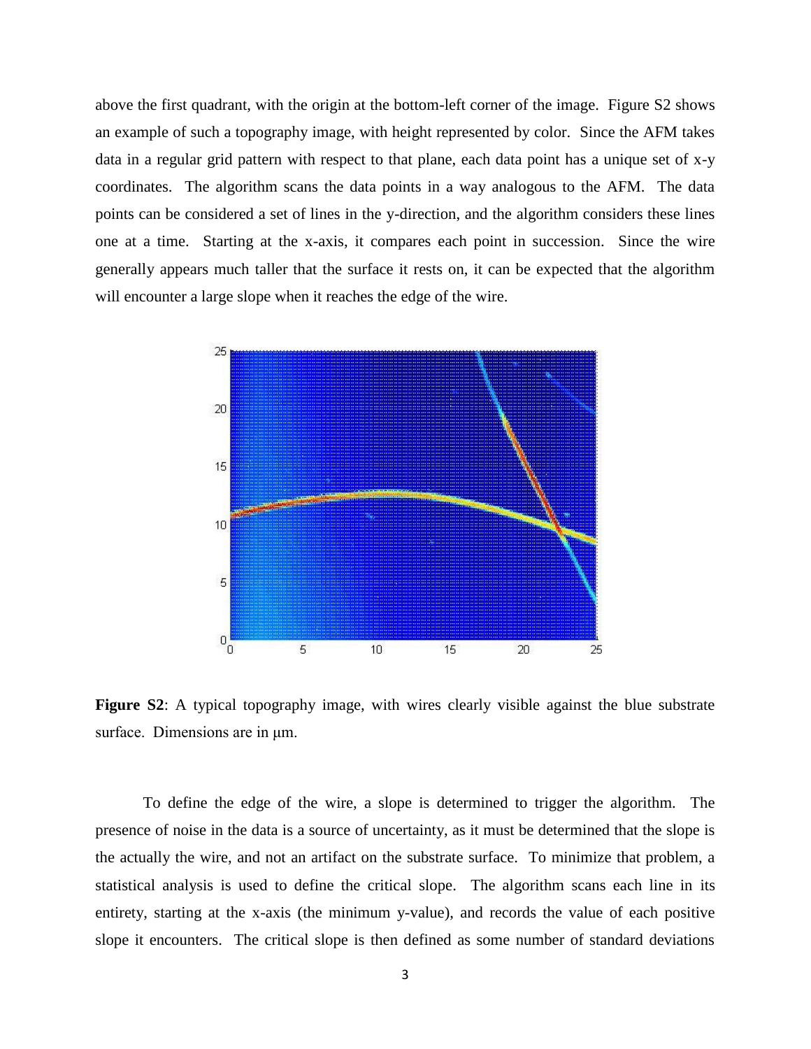above the first quadrant, with the origin at the bottom-left corner of the image. Figure S2 shows an example of such a topography image, with height represented by color. Since the AFM takes data in a regular grid pattern with respect to that plane, each data point has a unique set of x-y coordinates. The algorithm scans the data points in a way analogous to the AFM. The data points can be considered a set of lines in the y-direction, and the algorithm considers these lines one at a time. Starting at the x-axis, it compares each point in succession. Since the wire generally appears much taller that the surface it rests on, it can be expected that the algorithm will encounter a large slope when it reaches the edge of the wire.

**Figure S2**: A typical topography image, with wires clearly visible against the blue substrate surface. Dimensions are in μm.

To define the edge of the wire, a slope is determined to trigger the algorithm. The presence of noise in the data is a source of uncertainty, as it must be determined that the slope is the actually the wire, and not an artifact on the substrate surface. To minimize that problem, a statistical analysis is used to define the critical slope. The algorithm scans each line in its entirety, starting at the x-axis (the minimum y-value), and records the value of each positive slope it encounters. The critical slope is then defined as some number of standard deviations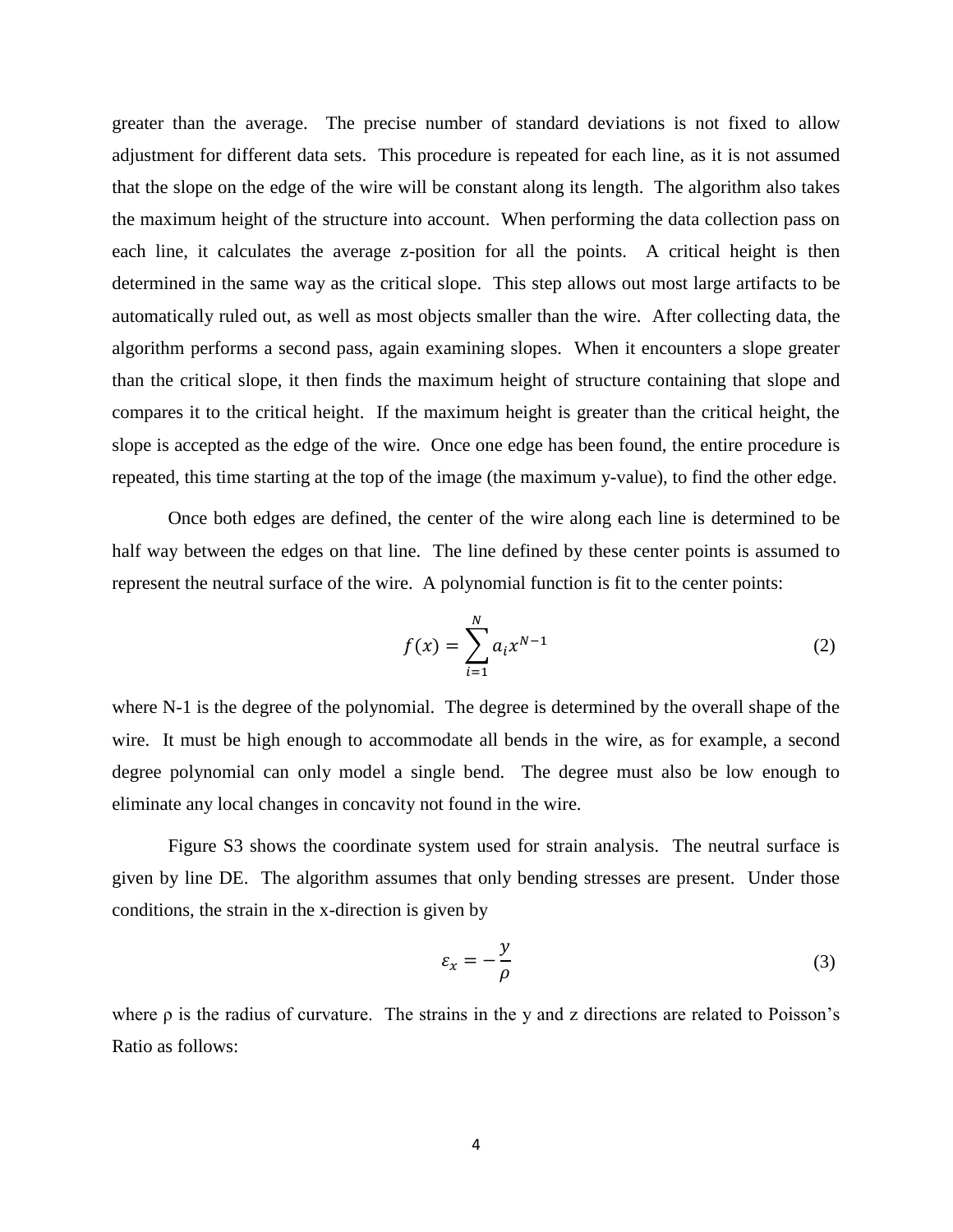greater than the average. The precise number of standard deviations is not fixed to allow adjustment for different data sets. This procedure is repeated for each line, as it is not assumed that the slope on the edge of the wire will be constant along its length. The algorithm also takes the maximum height of the structure into account. When performing the data collection pass on each line, it calculates the average z-position for all the points. A critical height is then determined in the same way as the critical slope. This step allows out most large artifacts to be automatically ruled out, as well as most objects smaller than the wire. After collecting data, the algorithm performs a second pass, again examining slopes. When it encounters a slope greater than the critical slope, it then finds the maximum height of structure containing that slope and compares it to the critical height. If the maximum height is greater than the critical height, the slope is accepted as the edge of the wire. Once one edge has been found, the entire procedure is repeated, this time starting at the top of the image (the maximum y-value), to find the other edge.

Once both edges are defined, the center of the wire along each line is determined to be half way between the edges on that line. The line defined by these center points is assumed to represent the neutral surface of the wire. A polynomial function is fit to the center points:

$$f(x) = \sum_{i=1}^{N} a_i x^{N-1} \tag{2}$$

where N-1 is the degree of the polynomial. The degree is determined by the overall shape of the wire. It must be high enough to accommodate all bends in the wire, as for example, a second degree polynomial can only model a single bend. The degree must also be low enough to eliminate any local changes in concavity not found in the wire.

Figure S3 shows the coordinate system used for strain analysis. The neutral surface is given by line DE. The algorithm assumes that only bending stresses are present. Under those conditions, the strain in the x-direction is given by

$$\varepsilon_x = -\frac{y}{\rho} \tag{3}$$

where $\rho$ is the radius of curvature. The strains in the y and z directions are related to Poisson's Ratio as follows: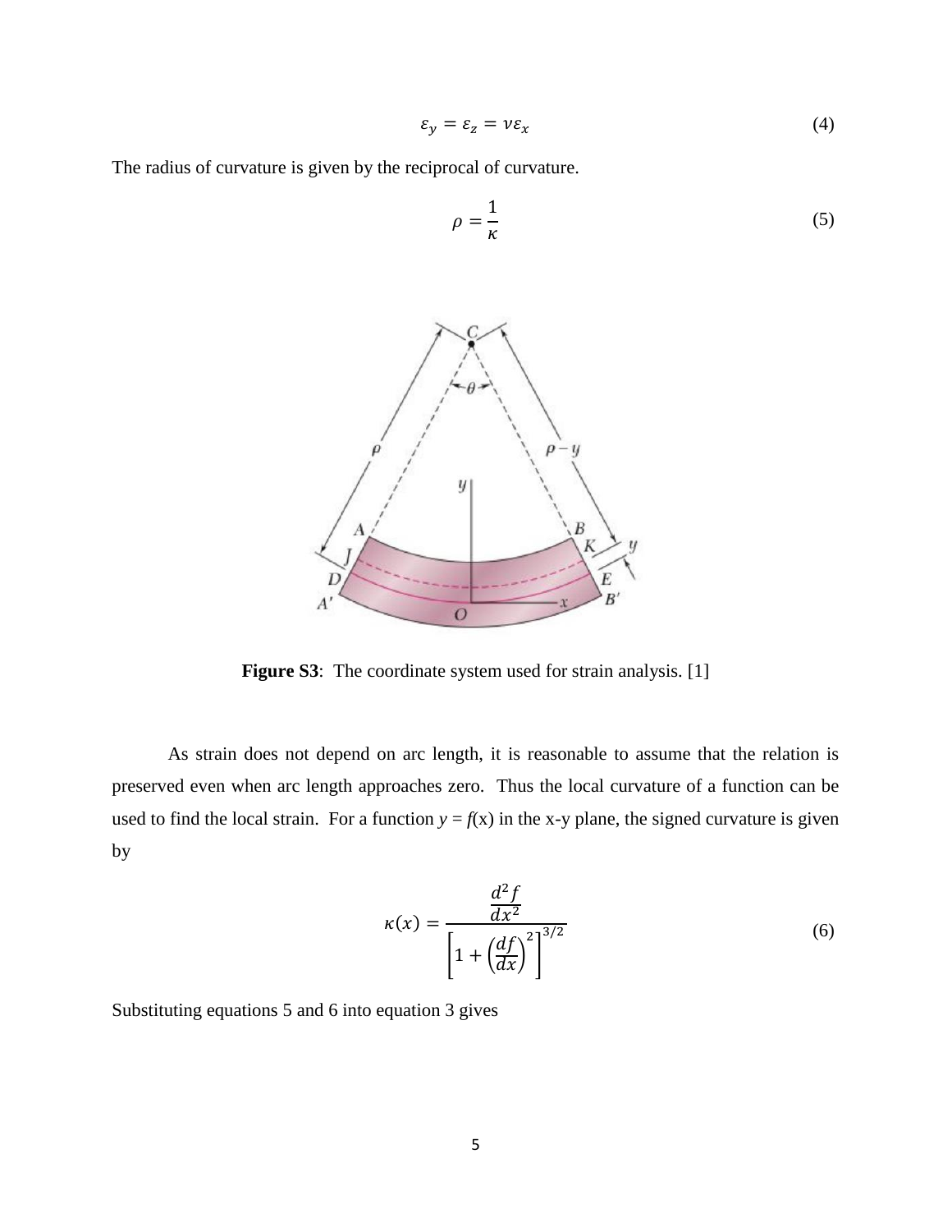$$\varepsilon_y = \varepsilon_z = \nu\varepsilon_x \tag{4}$$

The radius of curvature is given by the reciprocal of curvature.

$$\rho = \frac{1}{\kappa} \tag{5}$$

**Figure S3**: The coordinate system used for strain analysis. [1]

As strain does not depend on arc length, it is reasonable to assume that the relation is preserved even when arc length approaches zero. Thus the local curvature of a function can be used to find the local strain. For a function $y = f(x)$ in the x-y plane, the signed curvature is given by

$$\kappa(x) = \frac{\frac{d^2 f}{dx^2}}{\left[1 + \left(\frac{df}{dx}\right)^2\right]^{3/2}} \tag{6}$$

Substituting equations 5 and 6 into equation 3 gives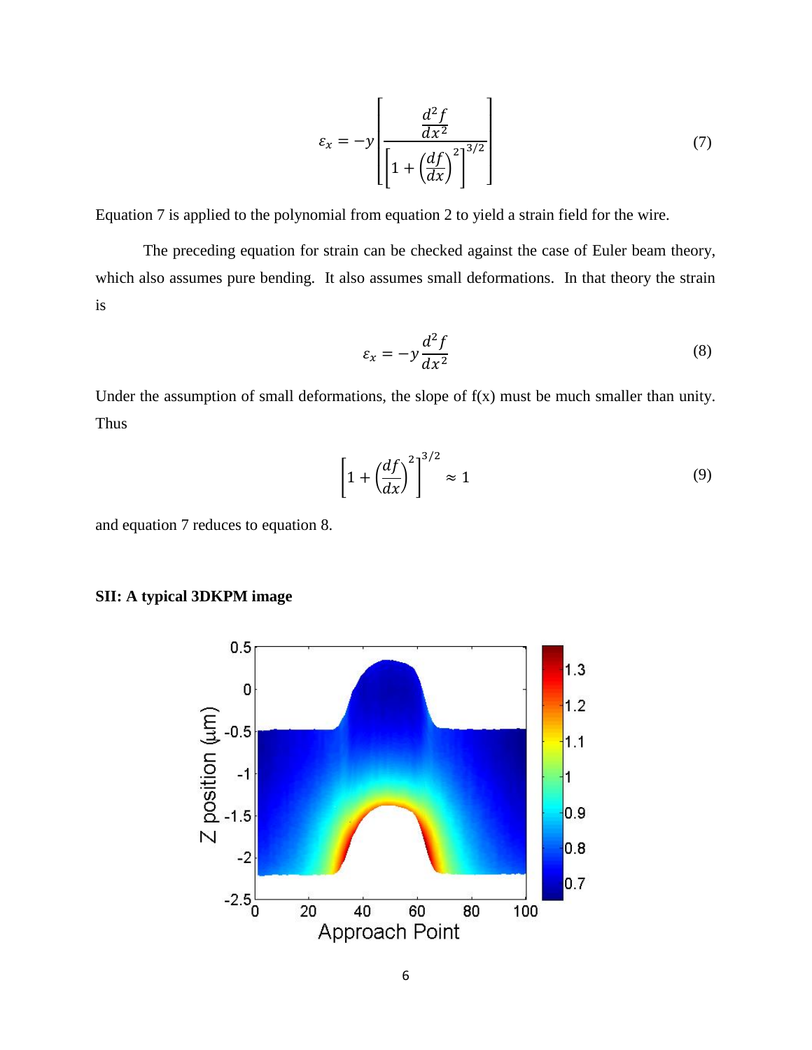$$\varepsilon_x = -y \left[ \frac{\frac{d^2 f}{dx^2}}{\left[1 + \left(\frac{df}{dx}\right)^2\right]^{3/2}} \right] \tag{7}$$

Equation 7 is applied to the polynomial from equation 2 to yield a strain field for the wire.

The preceding equation for strain can be checked against the case of Euler beam theory, which also assumes pure bending. It also assumes small deformations. In that theory the strain is

$$\varepsilon_x = -y \frac{d^2 f}{dx^2} \tag{8}$$

Under the assumption of small deformations, the slope of f(x) must be much smaller than unity. Thus

$$\left[1 + \left(\frac{df}{dx}\right)^2\right]^{3/2} \approx 1 \tag{9}$$

and equation 7 reduces to equation 8.

### SII: A typical 3DKPM image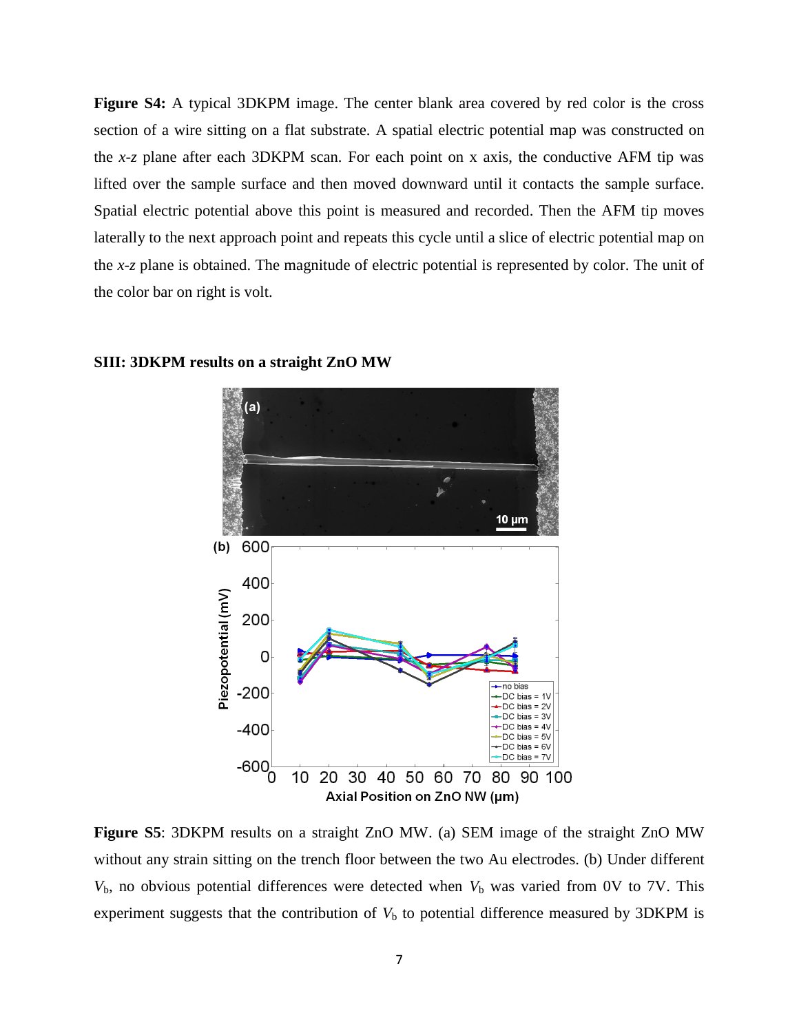**Figure S4:** A typical 3DKPM image. The center blank area covered by red color is the cross section of a wire sitting on a flat substrate. A spatial electric potential map was constructed on the *x*-*z* plane after each 3DKPM scan. For each point on x axis, the conductive AFM tip was lifted over the sample surface and then moved downward until it contacts the sample surface. Spatial electric potential above this point is measured and recorded. Then the AFM tip moves laterally to the next approach point and repeats this cycle until a slice of electric potential map on the *x*-*z* plane is obtained. The magnitude of electric potential is represented by color. The unit of the color bar on right is volt.

**SIII: 3DKPM results on a straight ZnO MW**

**Figure S5**: 3DKPM results on a straight ZnO MW. (a) SEM image of the straight ZnO MW without any strain sitting on the trench floor between the two Au electrodes. (b) Under different $V_b$, no obvious potential differences were detected when $V_b$ was varied from 0V to 7V. This experiment suggests that the contribution of $V_b$ to potential difference measured by 3DKPM is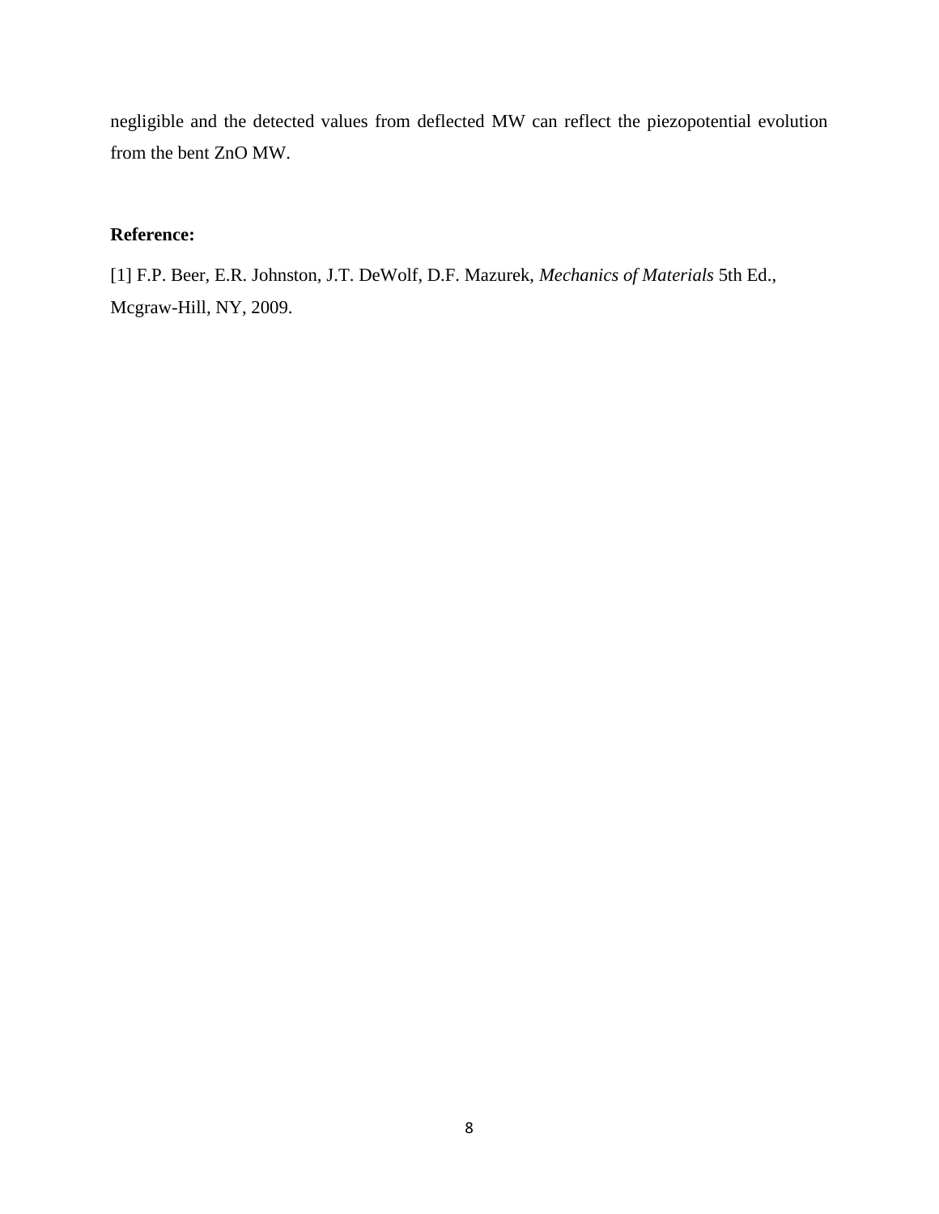negligible and the detected values from deflected MW can reflect the piezopotential evolution from the bent ZnO MW.

**Reference:**

[1] F.P. Beer, E.R. Johnston, J.T. DeWolf, D.F. Mazurek, *Mechanics of Materials* 5th Ed., Mcgraw-Hill, NY, 2009.